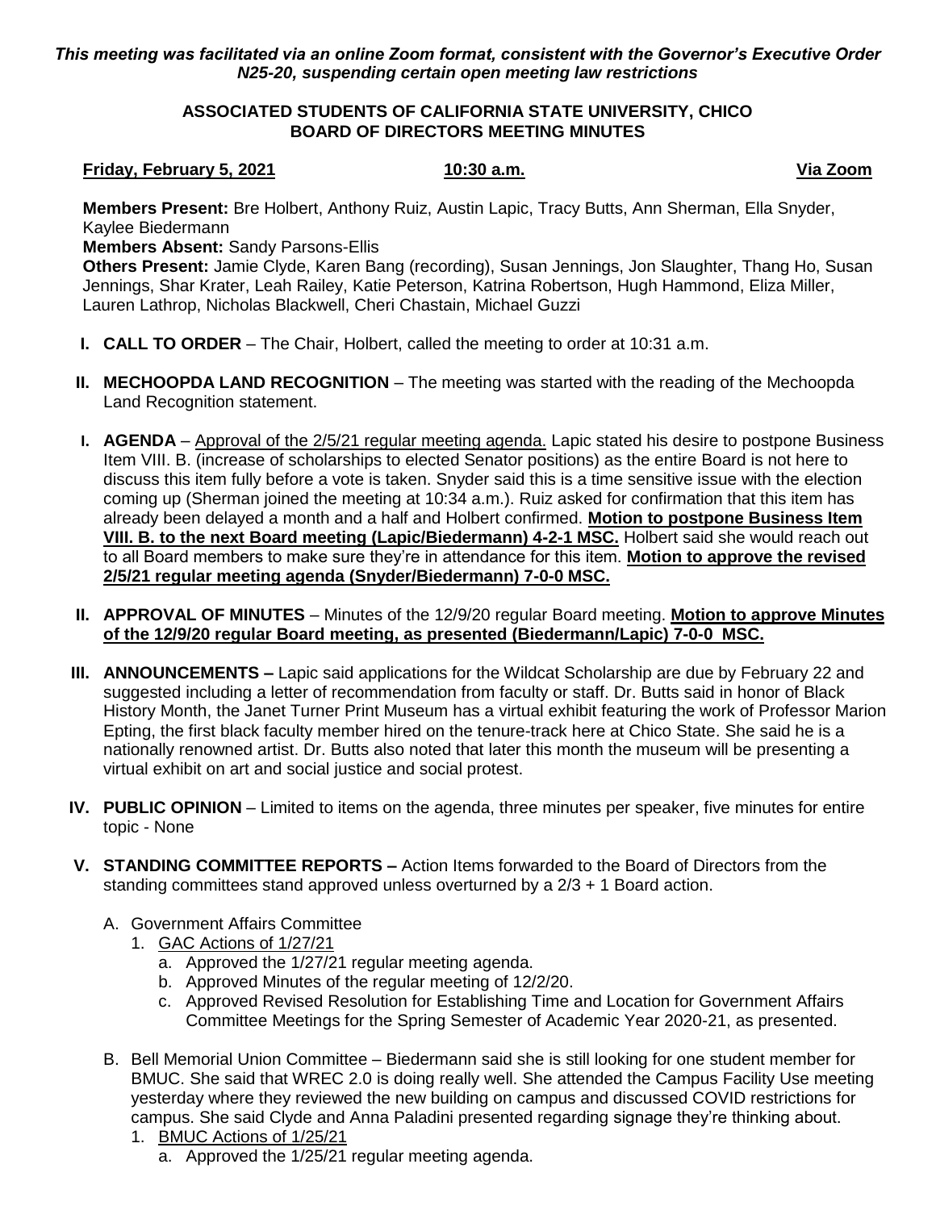*This meeting was facilitated via an online Zoom format, consistent with the Governor's Executive Order N25-20, suspending certain open meeting law restrictions*

**ASSOCIATED STUDENTS OF CALIFORNIA STATE UNIVERSITY, CHICO**
**BOARD OF DIRECTORS MEETING MINUTES**

**Friday, February 5, 2021** **10:30 a.m.** **Via Zoom**

**Members Present:** Bre Holbert, Anthony Ruiz, Austin Lapic, Tracy Butts, Ann Sherman, Ella Snyder, Kaylee Biedermann
**Members Absent:** Sandy Parsons-Ellis
**Others Present:** Jamie Clyde, Karen Bang (recording), Susan Jennings, Jon Slaughter, Thang Ho, Susan Jennings, Shar Krater, Leah Railey, Katie Peterson, Katrina Robertson, Hugh Hammond, Eliza Miller, Lauren Lathrop, Nicholas Blackwell, Cheri Chastain, Michael Guzzi

I. **CALL TO ORDER** – The Chair, Holbert, called the meeting to order at 10:31 a.m.

II. **MECHOOPDA LAND RECOGNITION** – The meeting was started with the reading of the Mechoopda Land Recognition statement.

I. **AGENDA** – Approval of the 2/5/21 regular meeting agenda. Lapic stated his desire to postpone Business Item VIII. B. (increase of scholarships to elected Senator positions) as the entire Board is not here to discuss this item fully before a vote is taken. Snyder said this is a time sensitive issue with the election coming up (Sherman joined the meeting at 10:34 a.m.). Ruiz asked for confirmation that this item has already been delayed a month and a half and Holbert confirmed. **Motion to postpone Business Item VIII. B. to the next Board meeting (Lapic/Biedermann) 4-2-1 MSC.** Holbert said she would reach out to all Board members to make sure they're in attendance for this item. **Motion to approve the revised 2/5/21 regular meeting agenda (Snyder/Biedermann) 7-0-0 MSC.**

II. **APPROVAL OF MINUTES** – Minutes of the 12/9/20 regular Board meeting. **Motion to approve Minutes of the 12/9/20 regular Board meeting, as presented (Biedermann/Lapic) 7-0-0 MSC.**

III. **ANNOUNCEMENTS –** Lapic said applications for the Wildcat Scholarship are due by February 22 and suggested including a letter of recommendation from faculty or staff. Dr. Butts said in honor of Black History Month, the Janet Turner Print Museum has a virtual exhibit featuring the work of Professor Marion Epting, the first black faculty member hired on the tenure-track here at Chico State. She said he is a nationally renowned artist. Dr. Butts also noted that later this month the museum will be presenting a virtual exhibit on art and social justice and social protest.

IV. **PUBLIC OPINION** – Limited to items on the agenda, three minutes per speaker, five minutes for entire topic - None

V. **STANDING COMMITTEE REPORTS –** Action Items forwarded to the Board of Directors from the standing committees stand approved unless overturned by a 2/3 + 1 Board action.

   A. Government Affairs Committee
      1. GAC Actions of 1/27/21
         a. Approved the 1/27/21 regular meeting agenda.
         b. Approved Minutes of the regular meeting of 12/2/20.
         c. Approved Revised Resolution for Establishing Time and Location for Government Affairs Committee Meetings for the Spring Semester of Academic Year 2020-21, as presented.

   B. Bell Memorial Union Committee – Biedermann said she is still looking for one student member for BMUC. She said that WREC 2.0 is doing really well. She attended the Campus Facility Use meeting yesterday where they reviewed the new building on campus and discussed COVID restrictions for campus. She said Clyde and Anna Paladini presented regarding signage they're thinking about.
      1. BMUC Actions of 1/25/21
         a. Approved the 1/25/21 regular meeting agenda.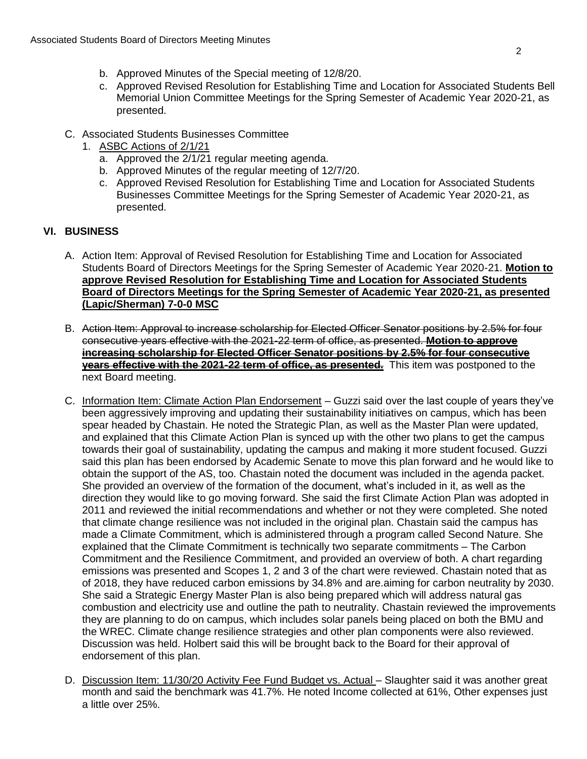b. Approved Minutes of the Special meeting of 12/8/20.
c. Approved Revised Resolution for Establishing Time and Location for Associated Students Bell Memorial Union Committee Meetings for the Spring Semester of Academic Year 2020-21, as presented.

C. Associated Students Businesses Committee
   1. <u>ASBC Actions of 2/1/21</u>
      a. Approved the 2/1/21 regular meeting agenda.
      b. Approved Minutes of the regular meeting of 12/7/20.
      c. Approved Revised Resolution for Establishing Time and Location for Associated Students Businesses Committee Meetings for the Spring Semester of Academic Year 2020-21, as presented.

## VI. BUSINESS

A. Action Item: Approval of Revised Resolution for Establishing Time and Location for Associated Students Board of Directors Meetings for the Spring Semester of Academic Year 2020-21. **<u>Motion to approve Revised Resolution for Establishing Time and Location for Associated Students Board of Directors Meetings for the Spring Semester of Academic Year 2020-21, as presented (Lapic/Sherman) 7-0-0 MSC</u>**

B. ~~Action Item: Approval to increase scholarship for Elected Officer Senator positions by 2.5% for four consecutive years effective with the 2021-22 term of office, as presented.~~ **~~<u>Motion to approve increasing scholarship for Elected Officer Senator positions by 2.5% for four consecutive years effective with the 2021-22 term of office, as presented.</u>~~** This item was postponed to the next Board meeting.

C. <u>Information Item: Climate Action Plan Endorsement</u> – Guzzi said over the last couple of years they've been aggressively improving and updating their sustainability initiatives on campus, which has been spear headed by Chastain. He noted the Strategic Plan, as well as the Master Plan were updated, and explained that this Climate Action Plan is synced up with the other two plans to get the campus towards their goal of sustainability, updating the campus and making it more student focused. Guzzi said this plan has been endorsed by Academic Senate to move this plan forward and he would like to obtain the support of the AS, too. Chastain noted the document was included in the agenda packet. She provided an overview of the formation of the document, what's included in it, as well as the direction they would like to go moving forward. She said the first Climate Action Plan was adopted in 2011 and reviewed the initial recommendations and whether or not they were completed. She noted that climate change resilience was not included in the original plan. Chastain said the campus has made a Climate Commitment, which is administered through a program called Second Nature. She explained that the Climate Commitment is technically two separate commitments – The Carbon Commitment and the Resilience Commitment, and provided an overview of both. A chart regarding emissions was presented and Scopes 1, 2 and 3 of the chart were reviewed. Chastain noted that as of 2018, they have reduced carbon emissions by 34.8% and are.aiming for carbon neutrality by 2030. She said a Strategic Energy Master Plan is also being prepared which will address natural gas combustion and electricity use and outline the path to neutrality. Chastain reviewed the improvements they are planning to do on campus, which includes solar panels being placed on both the BMU and the WREC. Climate change resilience strategies and other plan components were also reviewed. Discussion was held. Holbert said this will be brought back to the Board for their approval of endorsement of this plan.

D. <u>Discussion Item: 11/30/20 Activity Fee Fund Budget vs. Actual</u> – Slaughter said it was another great month and said the benchmark was 41.7%. He noted Income collected at 61%, Other expenses just a little over 25%.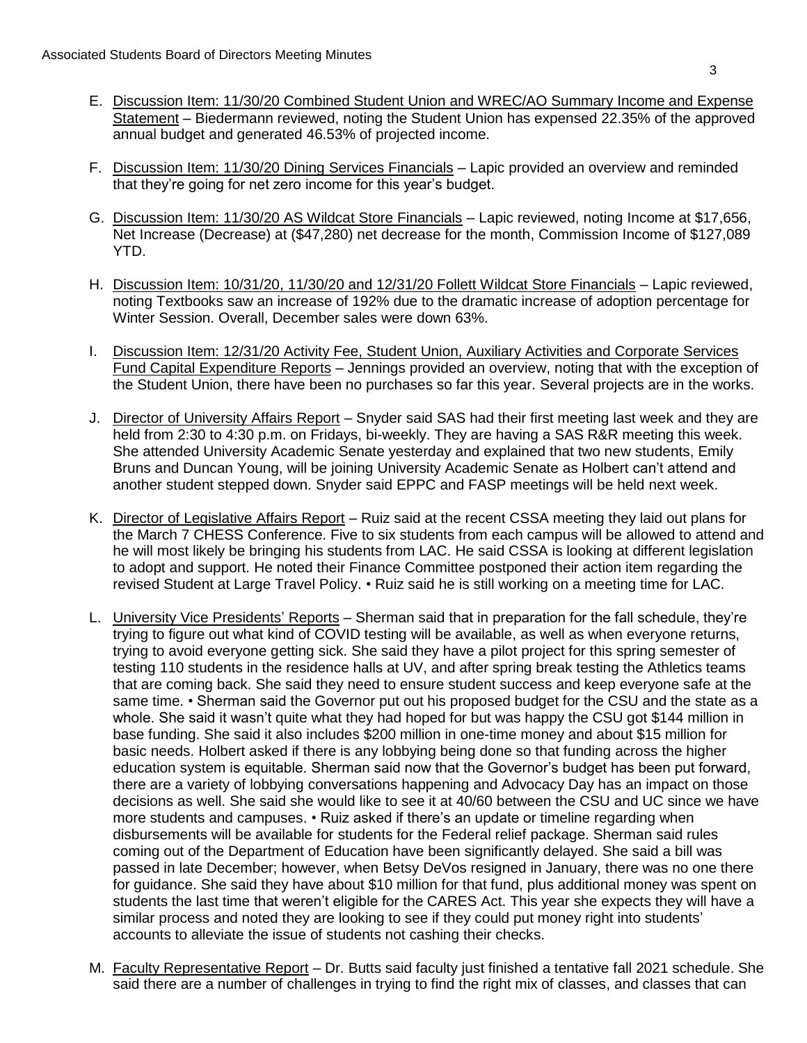E. Underlined: Discussion Item: 11/30/20 Combined Student Union and WREC/AO Summary Income and Expense Statement – Biedermann reviewed, noting the Student Union has expensed 22.35% of the approved annual budget and generated 46.53% of projected income.

F. Discussion Item: 11/30/20 Dining Services Financials – Lapic provided an overview and reminded that they're going for net zero income for this year's budget.

G. Discussion Item: 11/30/20 AS Wildcat Store Financials – Lapic reviewed, noting Income at $17,656, Net Increase (Decrease) at ($47,280) net decrease for the month, Commission Income of $127,089 YTD.

H. Discussion Item: 10/31/20, 11/30/20 and 12/31/20 Follett Wildcat Store Financials – Lapic reviewed, noting Textbooks saw an increase of 192% due to the dramatic increase of adoption percentage for Winter Session. Overall, December sales were down 63%.

I. Discussion Item: 12/31/20 Activity Fee, Student Union, Auxiliary Activities and Corporate Services Fund Capital Expenditure Reports – Jennings provided an overview, noting that with the exception of the Student Union, there have been no purchases so far this year. Several projects are in the works.

J. Director of University Affairs Report – Snyder said SAS had their first meeting last week and they are held from 2:30 to 4:30 p.m. on Fridays, bi-weekly. They are having a SAS R&R meeting this week. She attended University Academic Senate yesterday and explained that two new students, Emily Bruns and Duncan Young, will be joining University Academic Senate as Holbert can't attend and another student stepped down. Snyder said EPPC and FASP meetings will be held next week.

K. Director of Legislative Affairs Report – Ruiz said at the recent CSSA meeting they laid out plans for the March 7 CHESS Conference. Five to six students from each campus will be allowed to attend and he will most likely be bringing his students from LAC. He said CSSA is looking at different legislation to adopt and support. He noted their Finance Committee postponed their action item regarding the revised Student at Large Travel Policy. • Ruiz said he is still working on a meeting time for LAC.

L. University Vice Presidents' Reports – Sherman said that in preparation for the fall schedule, they're trying to figure out what kind of COVID testing will be available, as well as when everyone returns, trying to avoid everyone getting sick. She said they have a pilot project for this spring semester of testing 110 students in the residence halls at UV, and after spring break testing the Athletics teams that are coming back. She said they need to ensure student success and keep everyone safe at the same time. • Sherman said the Governor put out his proposed budget for the CSU and the state as a whole. She said it wasn't quite what they had hoped for but was happy the CSU got $144 million in base funding. She said it also includes $200 million in one-time money and about $15 million for basic needs. Holbert asked if there is any lobbying being done so that funding across the higher education system is equitable. Sherman said now that the Governor's budget has been put forward, there are a variety of lobbying conversations happening and Advocacy Day has an impact on those decisions as well. She said she would like to see it at 40/60 between the CSU and UC since we have more students and campuses. • Ruiz asked if there's an update or timeline regarding when disbursements will be available for students for the Federal relief package. Sherman said rules coming out of the Department of Education have been significantly delayed. She said a bill was passed in late December; however, when Betsy DeVos resigned in January, there was no one there for guidance. She said they have about $10 million for that fund, plus additional money was spent on students the last time that weren't eligible for the CARES Act. This year she expects they will have a similar process and noted they are looking to see if they could put money right into students' accounts to alleviate the issue of students not cashing their checks.

M. Faculty Representative Report – Dr. Butts said faculty just finished a tentative fall 2021 schedule. She said there are a number of challenges in trying to find the right mix of classes, and classes that can

E. Discussion Item: 11/30/20 Combined Student Union and WREC/AO Summary Income and Expense Statement – Biedermann reviewed, noting the Student Union has expensed 22.35% of the approved annual budget and generated 46.53% of projected income.

F. Discussion Item: 11/30/20 Dining Services Financials – Lapic provided an overview and reminded that they're going for net zero income for this year's budget.

G. Discussion Item: 11/30/20 AS Wildcat Store Financials – Lapic reviewed, noting Income at $17,656, Net Increase (Decrease) at ($47,280) net decrease for the month, Commission Income of $127,089 YTD.

H. Discussion Item: 10/31/20, 11/30/20 and 12/31/20 Follett Wildcat Store Financials – Lapic reviewed, noting Textbooks saw an increase of 192% due to the dramatic increase of adoption percentage for Winter Session. Overall, December sales were down 63%.

I. Discussion Item: 12/31/20 Activity Fee, Student Union, Auxiliary Activities and Corporate Services Fund Capital Expenditure Reports – Jennings provided an overview, noting that with the exception of the Student Union, there have been no purchases so far this year. Several projects are in the works.

J. Director of University Affairs Report – Snyder said SAS had their first meeting last week and they are held from 2:30 to 4:30 p.m. on Fridays, bi-weekly. They are having a SAS R&R meeting this week. She attended University Academic Senate yesterday and explained that two new students, Emily Bruns and Duncan Young, will be joining University Academic Senate as Holbert can't attend and another student stepped down. Snyder said EPPC and FASP meetings will be held next week.

K. Director of Legislative Affairs Report – Ruiz said at the recent CSSA meeting they laid out plans for the March 7 CHESS Conference. Five to six students from each campus will be allowed to attend and he will most likely be bringing his students from LAC. He said CSSA is looking at different legislation to adopt and support. He noted their Finance Committee postponed their action item regarding the revised Student at Large Travel Policy. • Ruiz said he is still working on a meeting time for LAC.

L. University Vice Presidents' Reports – Sherman said that in preparation for the fall schedule, they're trying to figure out what kind of COVID testing will be available, as well as when everyone returns, trying to avoid everyone getting sick. She said they have a pilot project for this spring semester of testing 110 students in the residence halls at UV, and after spring break testing the Athletics teams that are coming back. She said they need to ensure student success and keep everyone safe at the same time. • Sherman said the Governor put out his proposed budget for the CSU and the state as a whole. She said it wasn't quite what they had hoped for but was happy the CSU got $144 million in base funding. She said it also includes $200 million in one-time money and about $15 million for basic needs. Holbert asked if there is any lobbying being done so that funding across the higher education system is equitable. Sherman said now that the Governor's budget has been put forward, there are a variety of lobbying conversations happening and Advocacy Day has an impact on those decisions as well. She said she would like to see it at 40/60 between the CSU and UC since we have more students and campuses. • Ruiz asked if there's an update or timeline regarding when disbursements will be available for students for the Federal relief package. Sherman said rules coming out of the Department of Education have been significantly delayed. She said a bill was passed in late December; however, when Betsy DeVos resigned in January, there was no one there for guidance. She said they have about $10 million for that fund, plus additional money was spent on students the last time that weren't eligible for the CARES Act. This year she expects they will have a similar process and noted they are looking to see if they could put money right into students' accounts to alleviate the issue of students not cashing their checks.

M. Faculty Representative Report – Dr. Butts said faculty just finished a tentative fall 2021 schedule. She said there are a number of challenges in trying to find the right mix of classes, and classes that can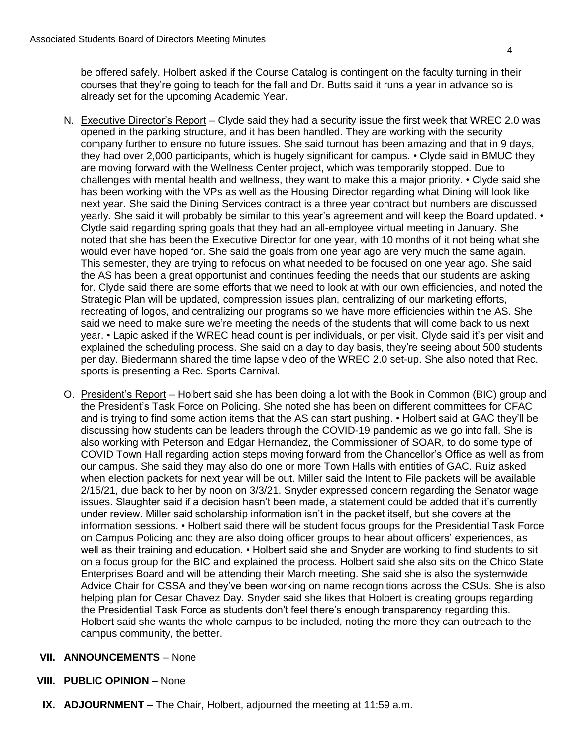be offered safely. Holbert asked if the Course Catalog is contingent on the faculty turning in their courses that they're going to teach for the fall and Dr. Butts said it runs a year in advance so is already set for the upcoming Academic Year.

N. Executive Director's Report – Clyde said they had a security issue the first week that WREC 2.0 was opened in the parking structure, and it has been handled. They are working with the security company further to ensure no future issues. She said turnout has been amazing and that in 9 days, they had over 2,000 participants, which is hugely significant for campus. • Clyde said in BMUC they are moving forward with the Wellness Center project, which was temporarily stopped. Due to challenges with mental health and wellness, they want to make this a major priority. • Clyde said she has been working with the VPs as well as the Housing Director regarding what Dining will look like next year. She said the Dining Services contract is a three year contract but numbers are discussed yearly. She said it will probably be similar to this year's agreement and will keep the Board updated. • Clyde said regarding spring goals that they had an all-employee virtual meeting in January. She noted that she has been the Executive Director for one year, with 10 months of it not being what she would ever have hoped for. She said the goals from one year ago are very much the same again. This semester, they are trying to refocus on what needed to be focused on one year ago. She said the AS has been a great opportunist and continues feeding the needs that our students are asking for. Clyde said there are some efforts that we need to look at with our own efficiencies, and noted the Strategic Plan will be updated, compression issues plan, centralizing of our marketing efforts, recreating of logos, and centralizing our programs so we have more efficiencies within the AS. She said we need to make sure we're meeting the needs of the students that will come back to us next year. • Lapic asked if the WREC head count is per individuals, or per visit. Clyde said it's per visit and explained the scheduling process. She said on a day to day basis, they're seeing about 500 students per day. Biedermann shared the time lapse video of the WREC 2.0 set-up. She also noted that Rec. sports is presenting a Rec. Sports Carnival.

O. President's Report – Holbert said she has been doing a lot with the Book in Common (BIC) group and the President's Task Force on Policing. She noted she has been on different committees for CFAC and is trying to find some action items that the AS can start pushing. • Holbert said at GAC they'll be discussing how students can be leaders through the COVID-19 pandemic as we go into fall. She is also working with Peterson and Edgar Hernandez, the Commissioner of SOAR, to do some type of COVID Town Hall regarding action steps moving forward from the Chancellor's Office as well as from our campus. She said they may also do one or more Town Halls with entities of GAC. Ruiz asked when election packets for next year will be out. Miller said the Intent to File packets will be available 2/15/21, due back to her by noon on 3/3/21. Snyder expressed concern regarding the Senator wage issues. Slaughter said if a decision hasn't been made, a statement could be added that it's currently under review. Miller said scholarship information isn't in the packet itself, but she covers at the information sessions. • Holbert said there will be student focus groups for the Presidential Task Force on Campus Policing and they are also doing officer groups to hear about officers' experiences, as well as their training and education. • Holbert said she and Snyder are working to find students to sit on a focus group for the BIC and explained the process. Holbert said she also sits on the Chico State Enterprises Board and will be attending their March meeting. She said she is also the systemwide Advice Chair for CSSA and they've been working on name recognitions across the CSUs. She is also helping plan for Cesar Chavez Day. Snyder said she likes that Holbert is creating groups regarding the Presidential Task Force as students don't feel there's enough transparency regarding this. Holbert said she wants the whole campus to be included, noting the more they can outreach to the campus community, the better.

**VII. ANNOUNCEMENTS** – None

**VIII. PUBLIC OPINION** – None

**IX. ADJOURNMENT** – The Chair, Holbert, adjourned the meeting at 11:59 a.m.